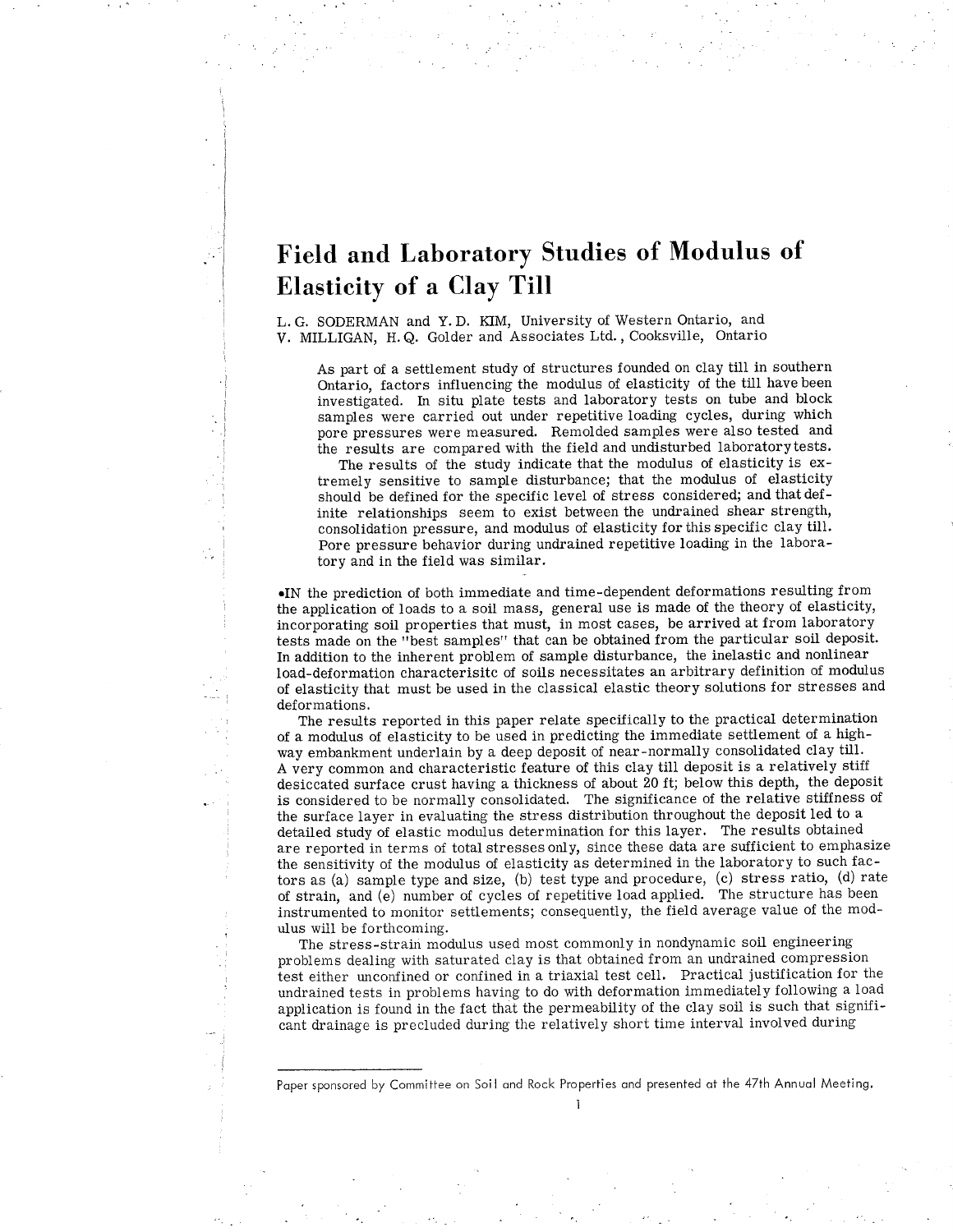# Field and Laboratory Studies of Modulus of Elasticity of a Clay Till

L. G. SODERMAN and Y. D. KIM, University of Western Ontario, and
V. MILLIGAN, H. Q. Golder and Associates Ltd., Cooksville, Ontario

> As part of a settlement study of structures founded on clay till in southern Ontario, factors influencing the modulus of elasticity of the till have been investigated. In situ plate tests and laboratory tests on tube and block samples were carried out under repetitive loading cycles, during which pore pressures were measured. Remolded samples were also tested and the results are compared with the field and undisturbed laboratory tests.
>
> The results of the study indicate that the modulus of elasticity is extremely sensitive to sample disturbance; that the modulus of elasticity should be defined for the specific level of stress considered; and that definite relationships seem to exist between the undrained shear strength, consolidation pressure, and modulus of elasticity for this specific clay till. Pore pressure behavior during undrained repetitive loading in the laboratory and in the field was similar.

•IN the prediction of both immediate and time-dependent deformations resulting from the application of loads to a soil mass, general use is made of the theory of elasticity, incorporating soil properties that must, in most cases, be arrived at from laboratory tests made on the "best samples" that can be obtained from the particular soil deposit. In addition to the inherent problem of sample disturbance, the inelastic and nonlinear load-deformation characterisitc of soils necessitates an arbitrary definition of modulus of elasticity that must be used in the classical elastic theory solutions for stresses and deformations.

The results reported in this paper relate specifically to the practical determination of a modulus of elasticity to be used in predicting the immediate settlement of a highway embankment underlain by a deep deposit of near-normally consolidated clay till. A very common and characteristic feature of this clay till deposit is a relatively stiff desiccated surface crust having a thickness of about 20 ft; below this depth, the deposit is considered to be normally consolidated. The significance of the relative stiffness of the surface layer in evaluating the stress distribution throughout the deposit led to a detailed study of elastic modulus determination for this layer. The results obtained are reported in terms of total stresses only, since these data are sufficient to emphasize the sensitivity of the modulus of elasticity as determined in the laboratory to such factors as (a) sample type and size, (b) test type and procedure, (c) stress ratio, (d) rate of strain, and (e) number of cycles of repetitive load applied. The structure has been instrumented to monitor settlements; consequently, the field average value of the modulus will be forthcoming.

The stress-strain modulus used most commonly in nondynamic soil engineering problems dealing with saturated clay is that obtained from an undrained compression test either unconfined or confined in a triaxial test cell. Practical justification for the undrained tests in problems having to do with deformation immediately following a load application is found in the fact that the permeability of the clay soil is such that significant drainage is precluded during the relatively short time interval involved during

---

Paper sponsored by Committee on Soil and Rock Properties and presented at the 47th Annual Meeting.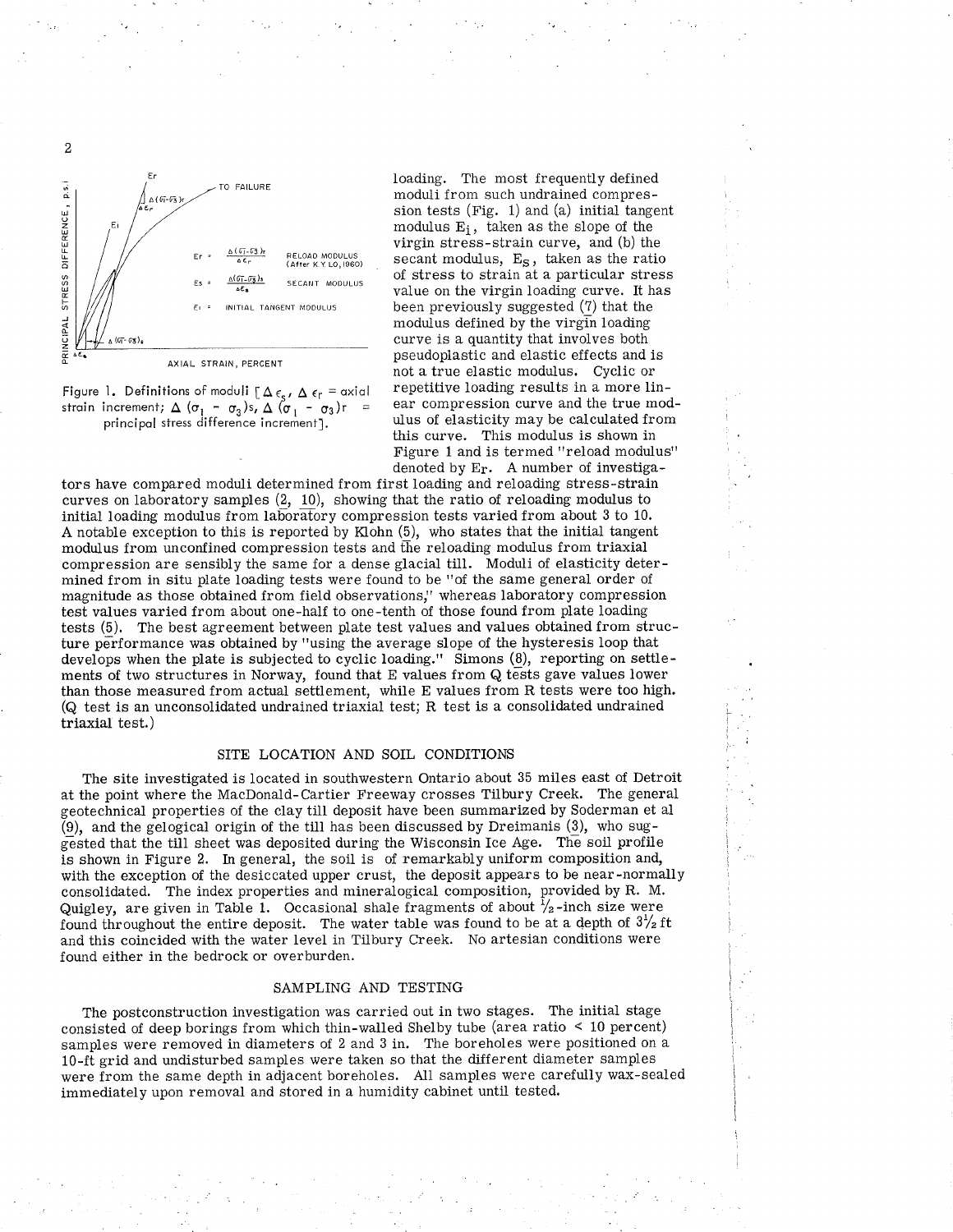loading. The most frequently defined moduli from such undrained compression tests (Fig. 1) and (a) initial tangent modulus $E_i$, taken as the slope of the virgin stress-strain curve, and (b) the secant modulus, $E_s$, taken as the ratio of stress to strain at a particular stress value on the virgin loading curve. It has been previously suggested (7) that the modulus defined by the virgin loading curve is a quantity that involves both pseudoplastic and elastic effects and is not a true elastic modulus. Cyclic or repetitive loading results in a more linear compression curve and the true modulus of elasticity may be calculated from this curve. This modulus is shown in Figure 1 and is termed "reload modulus" denoted by $E_r$. A number of investigators have compared moduli determined from first loading and reloading stress-strain curves on laboratory samples (2, 10), showing that the ratio of reloading modulus to initial loading modulus from laboratory compression tests varied from about 3 to 10. A notable exception to this is reported by Klohn (5), who states that the initial tangent modulus from unconfined compression tests and the reloading modulus from triaxial compression are sensibly the same for a dense glacial till. Moduli of elasticity determined from in situ plate loading tests were found to be "of the same general order of magnitude as those obtained from field observations," whereas laboratory compression test values varied from about one-half to one-tenth of those found from plate loading tests (5). The best agreement between plate test values and values obtained from structure performance was obtained by "using the average slope of the hysteresis loop that develops when the plate is subjected to cyclic loading." Simons (8), reporting on settlements of two structures in Norway, found that E values from Q tests gave values lower than those measured from actual settlement, while E values from R tests were too high. (Q test is an unconsolidated undrained triaxial test; R test is a consolidated undrained triaxial test.)

Figure 1. Definitions of moduli [$\Delta \epsilon_s$, $\Delta \epsilon_r$ = axial strain increment; $\Delta (\sigma_1 - \sigma_3)_s$, $\Delta (\sigma_1 - \sigma_3)_r$ = principal stress difference increment].

## SITE LOCATION AND SOIL CONDITIONS

The site investigated is located in southwestern Ontario about 35 miles east of Detroit at the point where the MacDonald-Cartier Freeway crosses Tilbury Creek. The general geotechnical properties of the clay till deposit have been summarized by Soderman et al (9), and the gelogical origin of the till has been discussed by Dreimanis (3), who suggested that the till sheet was deposited during the Wisconsin Ice Age. The soil profile is shown in Figure 2. In general, the soil is of remarkably uniform composition and, with the exception of the desiccated upper crust, the deposit appears to be near-normally consolidated. The index properties and mineralogical composition, provided by R. M. Quigley, are given in Table 1. Occasional shale fragments of about ½-inch size were found throughout the entire deposit. The water table was found to be at a depth of 3½ ft and this coincided with the water level in Tilbury Creek. No artesian conditions were found either in the bedrock or overburden.

## SAMPLING AND TESTING

The postconstruction investigation was carried out in two stages. The initial stage consisted of deep borings from which thin-walled Shelby tube (area ratio < 10 percent) samples were removed in diameters of 2 and 3 in. The boreholes were positioned on a 10-ft grid and undisturbed samples were taken so that the different diameter samples were from the same depth in adjacent boreholes. All samples were carefully wax-sealed immediately upon removal and stored in a humidity cabinet until tested.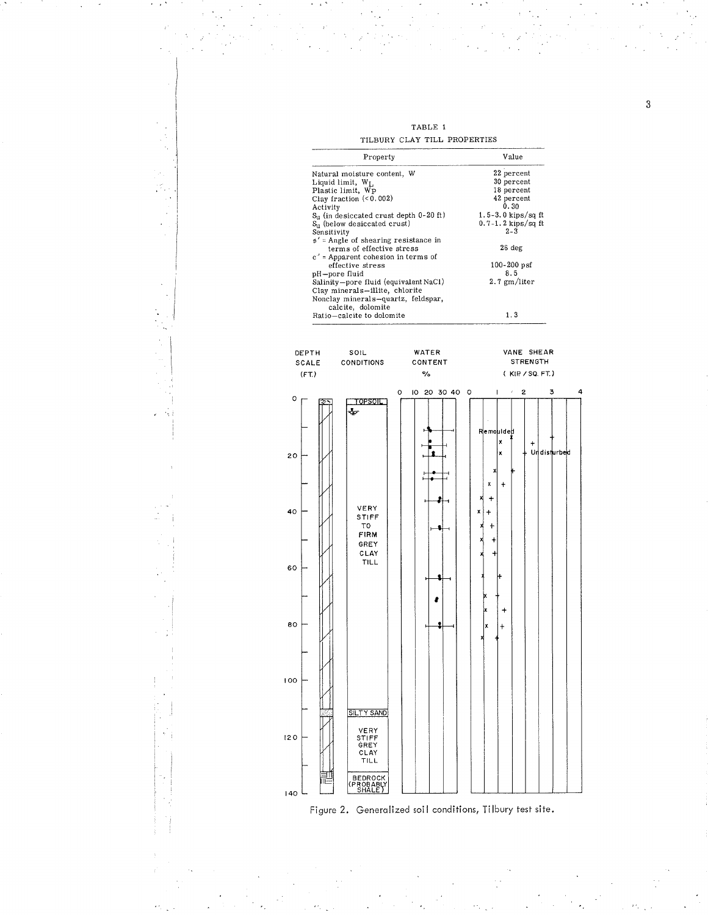TABLE 1

TILBURY CLAY TILL PROPERTIES

| Property | Value |
|---|---|
| Natural moisture content, W | 22 percent |
| Liquid limit, $W_L$ | 30 percent |
| Plastic limit, $W_P$ | 18 percent |
| Clay fraction (< 0.002) | 42 percent |
| Activity | 0.30 |
| $S_u$ (in desiccated crust depth 0-20 ft) | 1.5-3.0 kips/sq ft |
| $S_u$ (below desiccated crust) | 0.7-1.2 kips/sq ft |
| Sensitivity | 2-3 |
| $\phi'$ = Angle of shearing resistance in terms of effective stress | 26 deg |
| $c'$ = Apparent cohesion in terms of effective stress | 100-200 psf |
| pH—pore fluid | 8.5 |
| Salinity—pore fluid (equivalent NaCl) | 2.7 gm/liter |
| Clay minerals—illite, chlorite | |
| Nonclay minerals—quartz, feldspar, calcite, dolomite | |
| Ratio—calcite to dolomite | 1.3 |

Figure 2. Generalized soil conditions, Tilbury test site.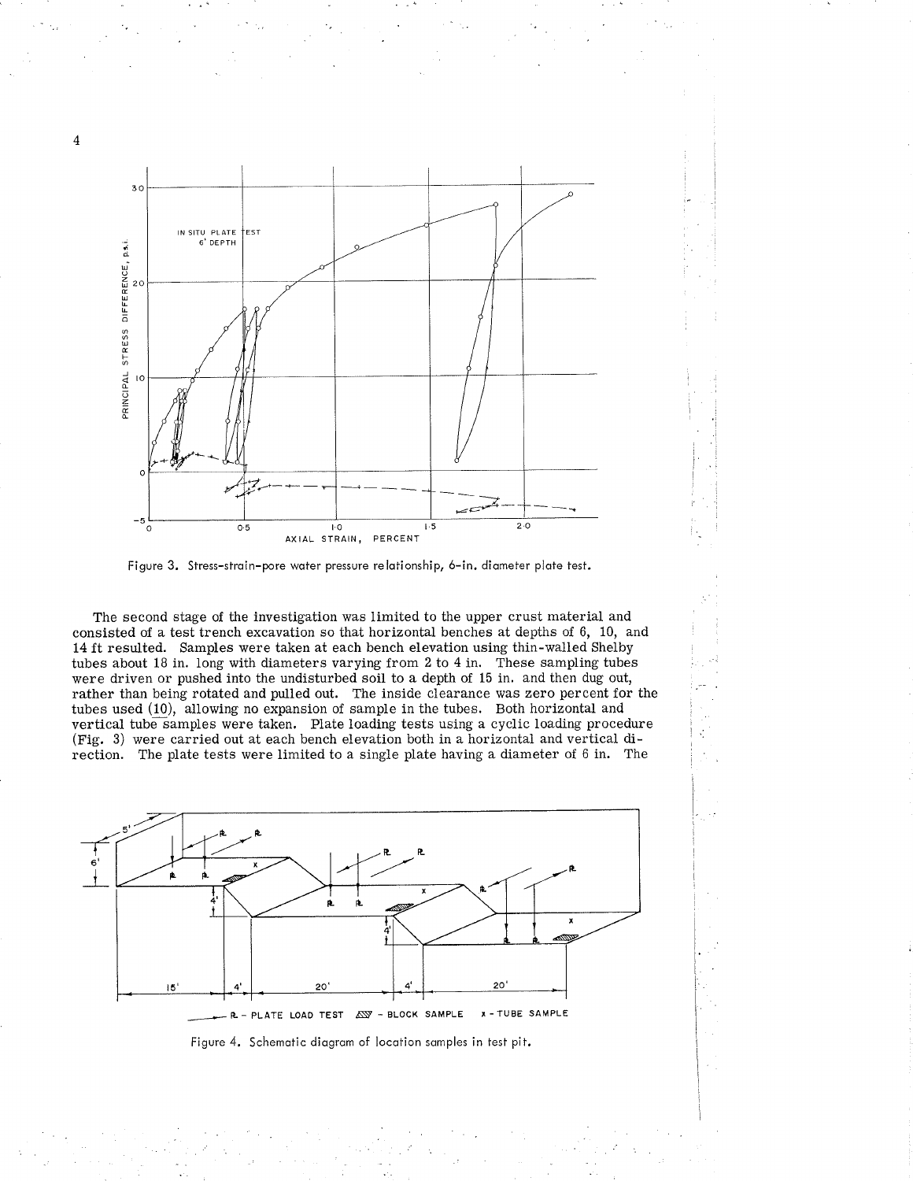Figure 3. Stress-strain-pore water pressure relationship, 6-in. diameter plate test.

The second stage of the investigation was limited to the upper crust material and consisted of a test trench excavation so that horizontal benches at depths of 6, 10, and 14 ft resulted. Samples were taken at each bench elevation using thin-walled Shelby tubes about 18 in. long with diameters varying from 2 to 4 in. These sampling tubes were driven or pushed into the undisturbed soil to a depth of 15 in. and then dug out, rather than being rotated and pulled out. The inside clearance was zero percent for the tubes used (10), allowing no expansion of sample in the tubes. Both horizontal and vertical tube samples were taken. Plate loading tests using a cyclic loading procedure (Fig. 3) were carried out at each bench elevation both in a horizontal and vertical direction. The plate tests were limited to a single plate having a diameter of 6 in. The

Figure 4. Schematic diagram of location samples in test pit.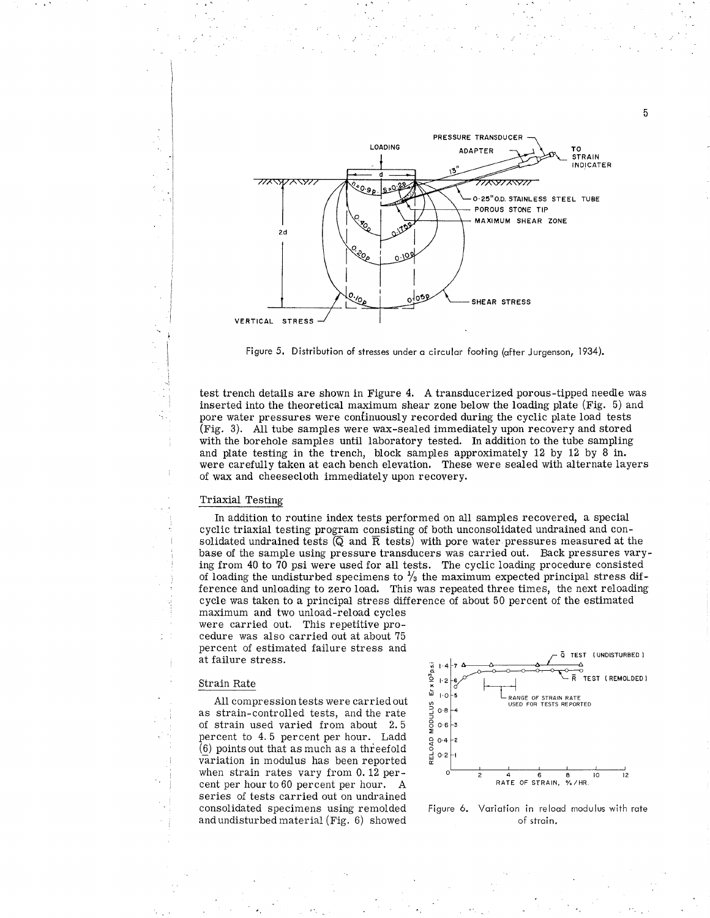Figure 5. Distribution of stresses under a circular footing (after Jurgenson, 1934).

test trench details are shown in Figure 4. A transducerized porous-tipped needle was inserted into the theoretical maximum shear zone below the loading plate (Fig. 5) and pore water pressures were continuously recorded during the cyclic plate load tests (Fig. 3). All tube samples were wax-sealed immediately upon recovery and stored with the borehole samples until laboratory tested. In addition to the tube sampling and plate testing in the trench, block samples approximately 12 by 12 by 8 in. were carefully taken at each bench elevation. These were sealed with alternate layers of wax and cheesecloth immediately upon recovery.

## Triaxial Testing

In addition to routine index tests performed on all samples recovered, a special cyclic triaxial testing program consisting of both unconsolidated undrained and consolidated undrained tests ($\overline{Q}$ and $\overline{R}$ tests) with pore water pressures measured at the base of the sample using pressure transducers was carried out. Back pressures varying from 40 to 70 psi were used for all tests. The cyclic loading procedure consisted of loading the undisturbed specimens to $\frac{1}{3}$ the maximum expected principal stress difference and unloading to zero load. This was repeated three times, the next reloading cycle was taken to a principal stress difference of about 50 percent of the estimated maximum and two unload-reload cycles were carried out. This repetitive procedure was also carried out at about 75 percent of estimated failure stress and at failure stress.

## Strain Rate

All compression tests were carried out as strain-controlled tests, and the rate of strain used varied from about 2.5 percent to 4.5 percent per hour. Ladd (6) points out that as much as a threefold variation in modulus has been reported when strain rates vary from 0.12 percent per hour to 60 percent per hour. A series of tests carried out on undrained consolidated specimens using remolded and undisturbed material (Fig. 6) showed

Figure 6. Variation in reload modulus with rate of strain.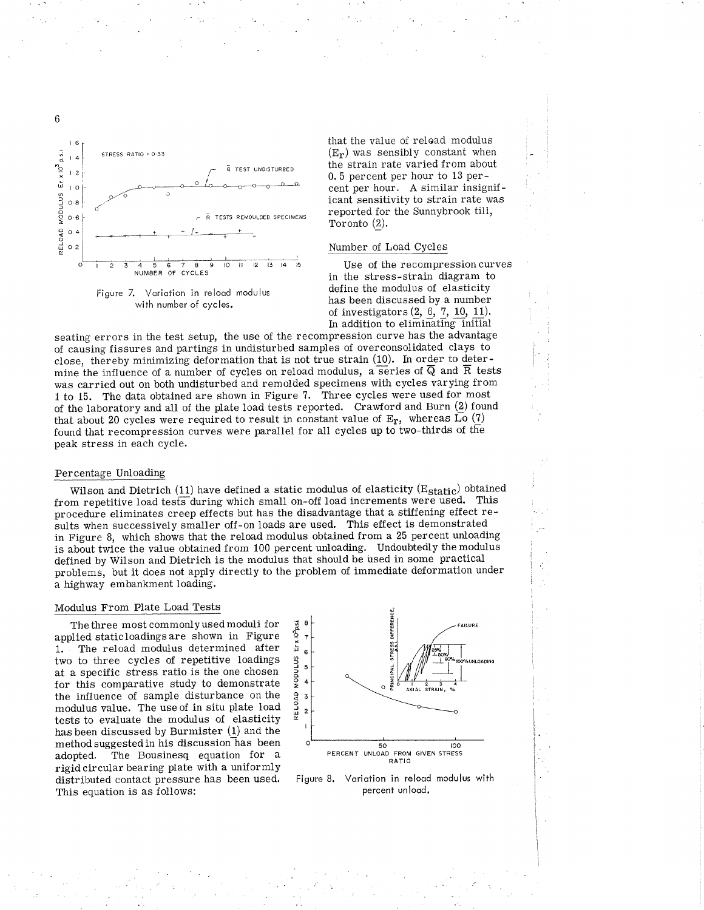Figure 7. Variation in reload modulus with number of cycles.

that the value of reload modulus ($E_r$) was sensibly constant when the strain rate varied from about 0.5 percent per hour to 13 percent per hour. A similar insignificant sensitivity to strain rate was reported for the Sunnybrook till, Toronto (2).

### Number of Load Cycles

Use of the recompression curves in the stress-strain diagram to define the modulus of elasticity has been discussed by a number of investigators (2, 6, 7, 10, 11). In addition to eliminating initial seating errors in the test setup, the use of the recompression curve has the advantage of causing fissures and partings in undisturbed samples of overconsolidated clays to close, thereby minimizing deformation that is not true strain (10). In order to determine the influence of a number of cycles on reload modulus, a series of $\overline{Q}$ and $\overline{R}$ tests was carried out on both undisturbed and remolded specimens with cycles varying from 1 to 15. The data obtained are shown in Figure 7. Three cycles were used for most of the laboratory and all of the plate load tests reported. Crawford and Burn (2) found that about 20 cycles were required to result in constant value of $E_r$, whereas Lo (7) found that recompression curves were parallel for all cycles up to two-thirds of the peak stress in each cycle.

### Percentage Unloading

Wilson and Dietrich (11) have defined a static modulus of elasticity ($E_{static}$) obtained from repetitive load tests during which small on-off load increments were used. This procedure eliminates creep effects but has the disadvantage that a stiffening effect results when successively smaller off-on loads are used. This effect is demonstrated in Figure 8, which shows that the reload modulus obtained from a 25 percent unloading is about twice the value obtained from 100 percent unloading. Undoubtedly the modulus defined by Wilson and Dietrich is the modulus that should be used in some practical problems, but it does not apply directly to the problem of immediate deformation under a highway embankment loading.

### Modulus From Plate Load Tests

The three most commonly used moduli for applied static loadings are shown in Figure 1. The reload modulus determined after two to three cycles of repetitive loadings at a specific stress ratio is the one chosen for this comparative study to demonstrate the influence of sample disturbance on the modulus value. The use of in situ plate load tests to evaluate the modulus of elasticity has been discussed by Burmister (1) and the method suggested in his discussion has been adopted. The Bousinesq equation for a rigid circular bearing plate with a uniformly distributed contact pressure has been used. This equation is as follows:

Figure 8. Variation in reload modulus with percent unload.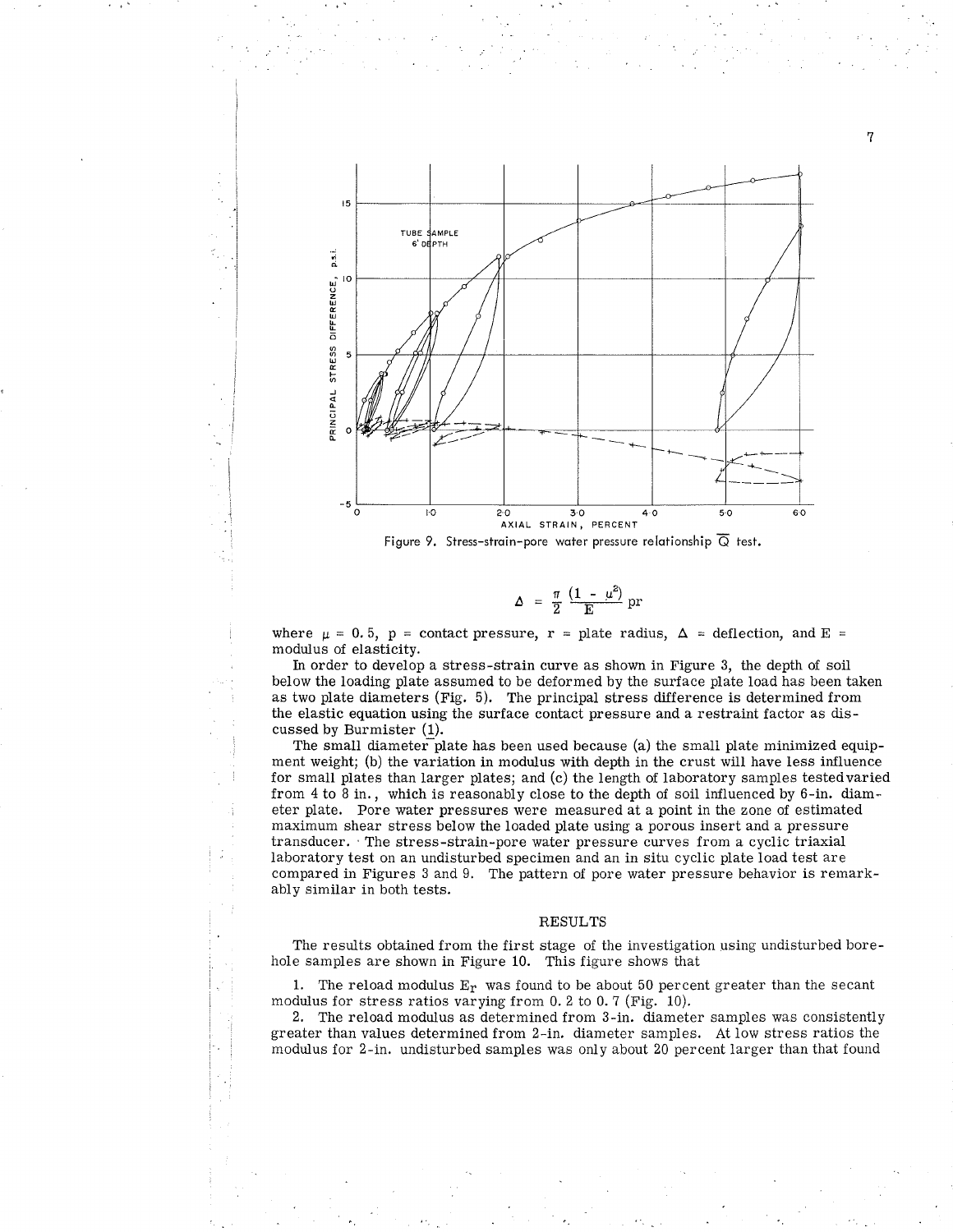Figure 9. Stress-strain-pore water pressure relationship $\overline{Q}$ test.

$$\Delta = \frac{\pi}{2}\frac{(1 - \mu^2)}{E} pr$$

where $\mu$ = 0.5, p = contact pressure, r = plate radius, $\Delta$ = deflection, and E = modulus of elasticity.

In order to develop a stress-strain curve as shown in Figure 3, the depth of soil below the loading plate assumed to be deformed by the surface plate load has been taken as two plate diameters (Fig. 5). The principal stress difference is determined from the elastic equation using the surface contact pressure and a restraint factor as discussed by Burmister (1).

The small diameter plate has been used because (a) the small plate minimized equipment weight; (b) the variation in modulus with depth in the crust will have less influence for small plates than larger plates; and (c) the length of laboratory samples tested varied from 4 to 8 in., which is reasonably close to the depth of soil influenced by 6-in. diameter plate. Pore water pressures were measured at a point in the zone of estimated maximum shear stress below the loaded plate using a porous insert and a pressure transducer. The stress-strain-pore water pressure curves from a cyclic triaxial laboratory test on an undisturbed specimen and an in situ cyclic plate load test are compared in Figures 3 and 9. The pattern of pore water pressure behavior is remarkably similar in both tests.

## RESULTS

The results obtained from the first stage of the investigation using undisturbed borehole samples are shown in Figure 10. This figure shows that

1. The reload modulus $E_r$ was found to be about 50 percent greater than the secant modulus for stress ratios varying from 0.2 to 0.7 (Fig. 10).

2. The reload modulus as determined from 3-in. diameter samples was consistently greater than values determined from 2-in. diameter samples. At low stress ratios the modulus for 2-in. undisturbed samples was only about 20 percent larger than that found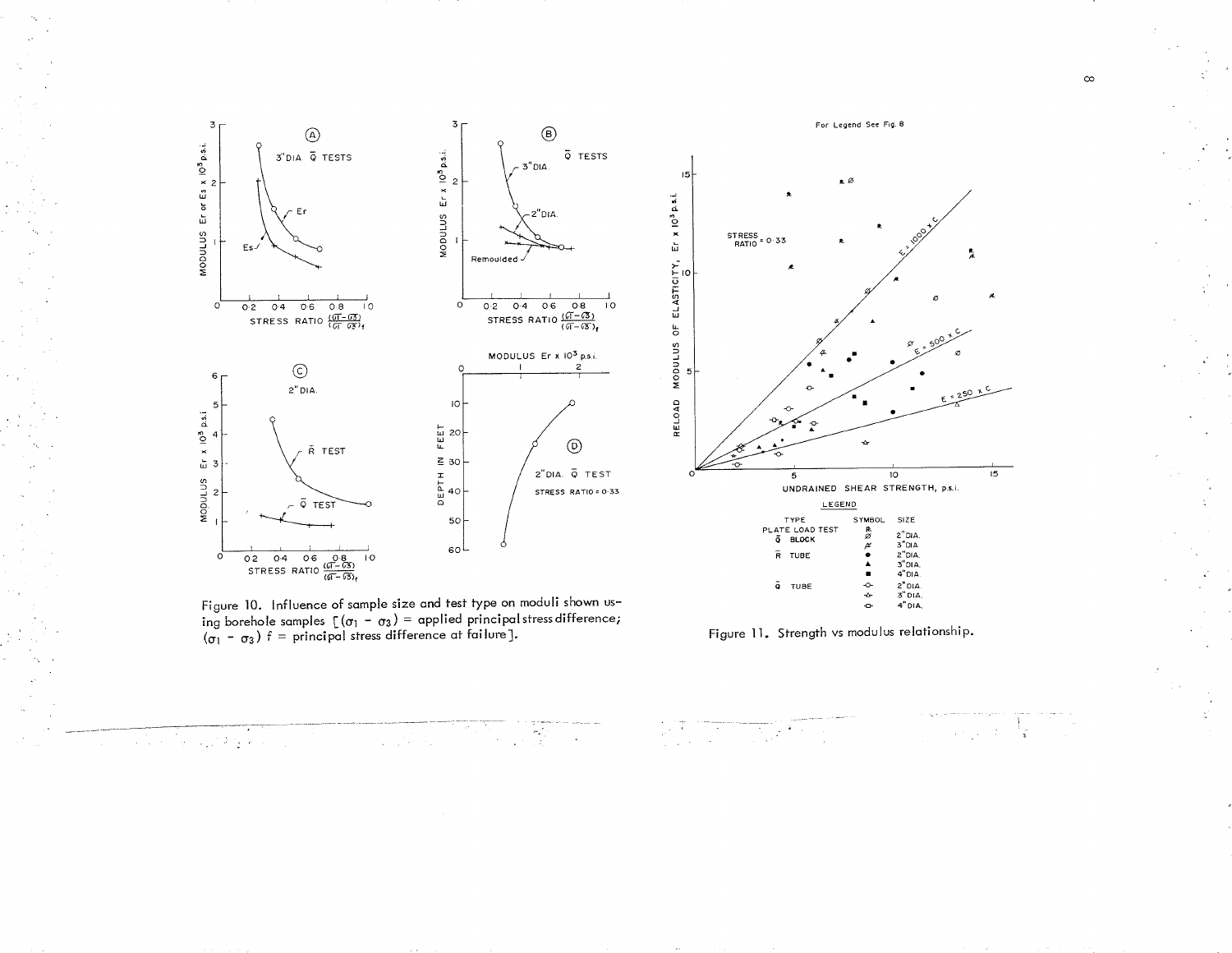Figure 10. Influence of sample size and test type on moduli shown using borehole samples [$(\sigma_1 - \sigma_3)$ = applied principal stress difference; $(\sigma_1 - \sigma_3)_f$ = principal stress difference at failure].

Figure 11. Strength vs modulus relationship.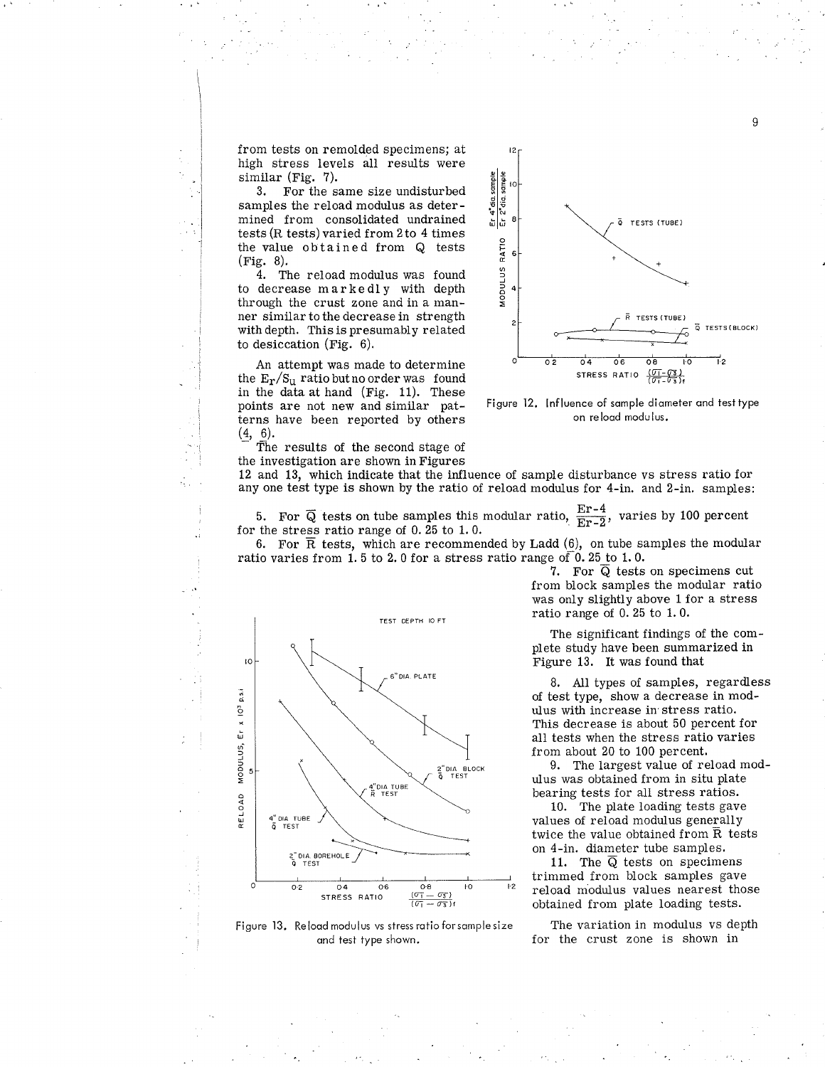from tests on remolded specimens; at high stress levels all results were similar (Fig. 7).

3. For the same size undisturbed samples the reload modulus as determined from consolidated undrained tests (R tests) varied from 2 to 4 times the value obtained from Q tests (Fig. 8).

4. The reload modulus was found to decrease markedly with depth through the crust zone and in a manner similar to the decrease in strength with depth. This is presumably related to desiccation (Fig. 6).

An attempt was made to determine the $E_r/S_u$ ratio but no order was found in the data at hand (Fig. 11). These points are not new and similar patterns have been reported by others (4, 6).

The results of the second stage of the investigation are shown in Figures 12 and 13, which indicate that the influence of sample disturbance vs stress ratio for any one test type is shown by the ratio of reload modulus for 4-in. and 2-in. samples:

Figure 12. Influence of sample diameter and test type on reload modulus.

5. For $\overline{Q}$ tests on tube samples this modular ratio, $\frac{Er\text{-}4}{Er\text{-}2}$, varies by 100 percent for the stress ratio range of 0.25 to 1.0.

6. For $\overline{R}$ tests, which are recommended by Ladd (6), on tube samples the modular ratio varies from 1.5 to 2.0 for a stress ratio range of 0.25 to 1.0.

7. For $\overline{Q}$ tests on specimens cut from block samples the modular ratio was only slightly above 1 for a stress ratio range of 0.25 to 1.0.

The significant findings of the complete study have been summarized in Figure 13. It was found that

8. All types of samples, regardless of test type, show a decrease in modulus with increase in stress ratio. This decrease is about 50 percent for all tests when the stress ratio varies from about 20 to 100 percent.

9. The largest value of reload modulus was obtained from in situ plate bearing tests for all stress ratios.

10. The plate loading tests gave values of reload modulus generally twice the value obtained from $\overline{R}$ tests on 4-in. diameter tube samples.

11. The $\overline{Q}$ tests on specimens trimmed from block samples gave reload modulus values nearest those obtained from plate loading tests.

Figure 13. Reload modulus vs stress ratio for sample size and test type shown.

The variation in modulus vs depth for the crust zone is shown in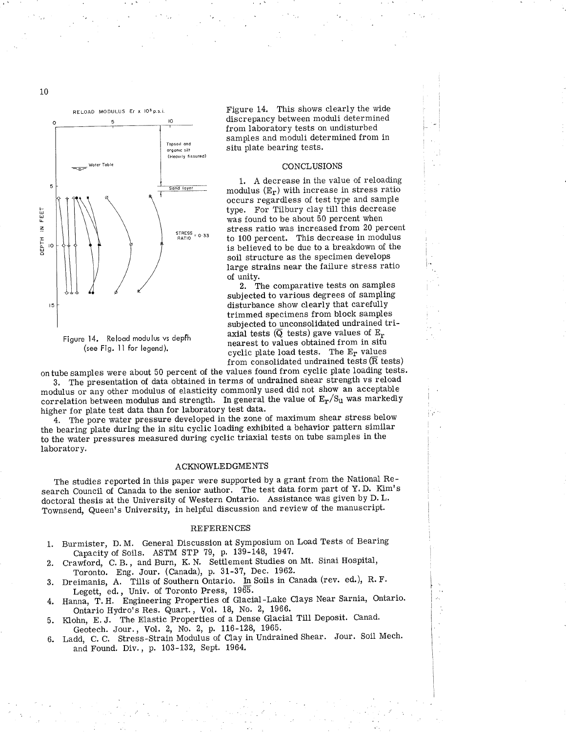Figure 14. Reload modulus vs depth (see Fig. 11 for legend).

Figure 14. This shows clearly the wide discrepancy between moduli determined from laboratory tests on undisturbed samples and moduli determined from in situ plate bearing tests.

## CONCLUSIONS

1. A decrease in the value of reloading modulus ($E_r$) with increase in stress ratio occurs regardless of test type and sample type. For Tilbury clay till this decrease was found to be about 50 percent when stress ratio was increased from 20 percent to 100 percent. This decrease in modulus is believed to be due to a breakdown of the soil structure as the specimen develops large strains near the failure stress ratio of unity.

2. The comparative tests on samples subjected to various degrees of sampling disturbance show clearly that carefully trimmed specimens from block samples subjected to unconsolidated undrained triaxial tests ($\overline{Q}$ tests) gave values of $E_r$ nearest to values obtained from in situ cyclic plate load tests. The $E_r$ values from consolidated undrained tests ($\overline{R}$ tests) on tube samples were about 50 percent of the values found from cyclic plate loading tests.

3. The presentation of data obtained in terms of undrained shear strength vs reload modulus or any other modulus of elasticity commonly used did not show an acceptable correlation between modulus and strength. In general the value of $E_r/S_u$ was markedly higher for plate test data than for laboratory test data.

4. The pore water pressure developed in the zone of maximum shear stress below the bearing plate during the in situ cyclic loading exhibited a behavior pattern similar to the water pressures measured during cyclic triaxial tests on tube samples in the laboratory.

## ACKNOWLEDGMENTS

The studies reported in this paper were supported by a grant from the National Research Council of Canada to the senior author. The test data form part of Y. D. Kim's doctoral thesis at the University of Western Ontario. Assistance was given by D. L. Townsend, Queen's University, in helpful discussion and review of the manuscript.

## REFERENCES

1. Burmister, D. M. General Discussion at Symposium on Load Tests of Bearing Capacity of Soils. ASTM STP 79, p. 139-148, 1947.
2. Crawford, C. B., and Burn, K. N. Settlement Studies on Mt. Sinai Hospital, Toronto. Eng. Jour. (Canada), p. 31-37, Dec. 1962.
3. Dreimanis, A. Tills of Southern Ontario. In Soils in Canada (rev. ed.), R. F. Legett, ed., Univ. of Toronto Press, 1965.
4. Hanna, T. H. Engineering Properties of Glacial-Lake Clays Near Sarnia, Ontario. Ontario Hydro's Res. Quart., Vol. 18, No. 2, 1966.
5. Klohn, E. J. The Elastic Properties of a Dense Glacial Till Deposit. Canad. Geotech. Jour., Vol. 2, No. 2, p. 116-128, 1965.
6. Ladd, C. C. Stress-Strain Modulus of Clay in Undrained Shear. Jour. Soil Mech. and Found. Div., p. 103-132, Sept. 1964.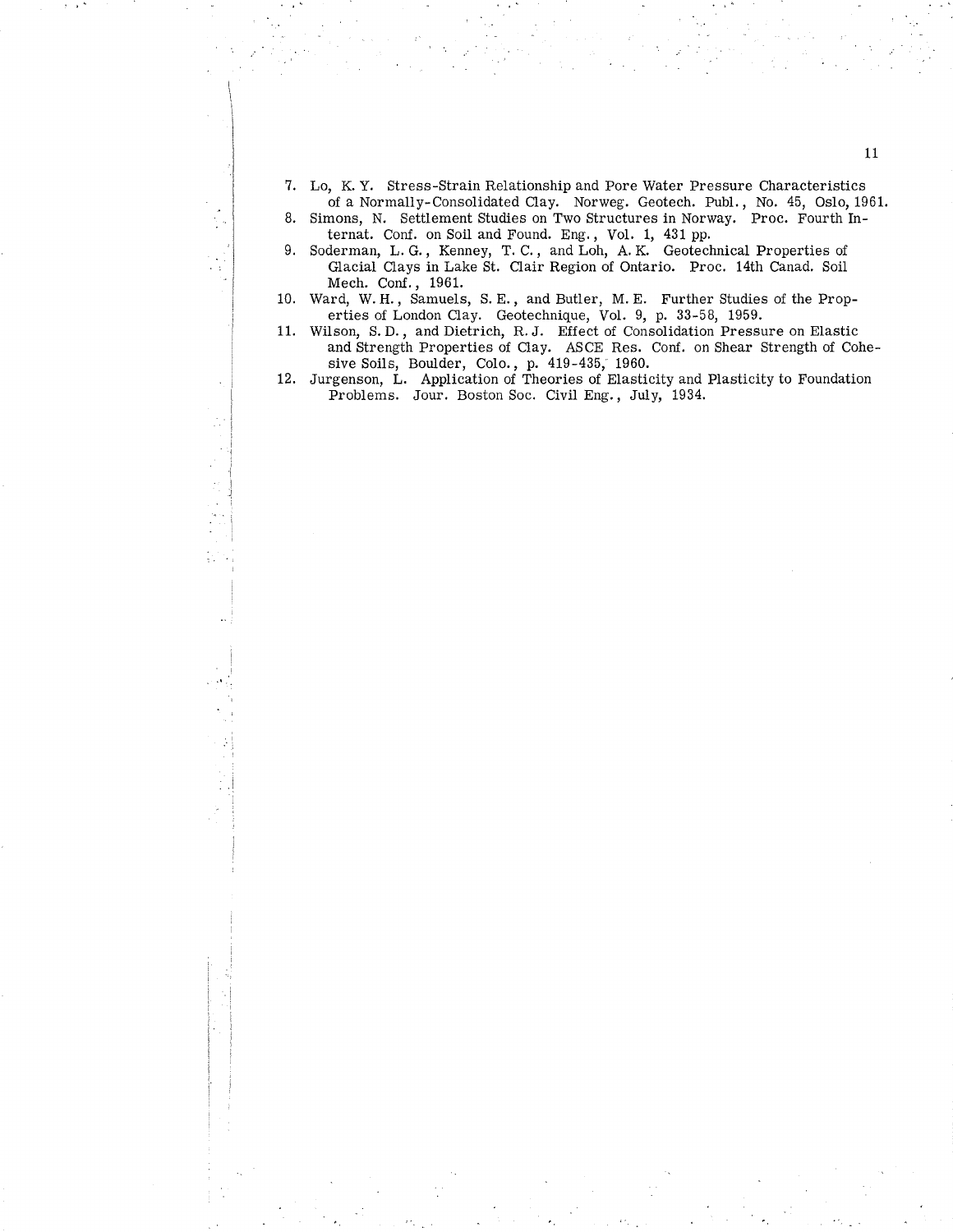7. Lo, K. Y. Stress-Strain Relationship and Pore Water Pressure Characteristics of a Normally-Consolidated Clay. Norweg. Geotech. Publ., No. 45, Oslo, 1961.
8. Simons, N. Settlement Studies on Two Structures in Norway. Proc. Fourth Internat. Conf. on Soil and Found. Eng., Vol. 1, 431 pp.
9. Soderman, L. G., Kenney, T. C., and Loh, A. K. Geotechnical Properties of Glacial Clays in Lake St. Clair Region of Ontario. Proc. 14th Canad. Soil Mech. Conf., 1961.
10. Ward, W. H., Samuels, S. E., and Butler, M. E. Further Studies of the Properties of London Clay. Geotechnique, Vol. 9, p. 33-58, 1959.
11. Wilson, S. D., and Dietrich, R. J. Effect of Consolidation Pressure on Elastic and Strength Properties of Clay. ASCE Res. Conf. on Shear Strength of Cohesive Soils, Boulder, Colo., p. 419-435, 1960.
12. Jurgenson, L. Application of Theories of Elasticity and Plasticity to Foundation Problems. Jour. Boston Soc. Civil Eng., July, 1934.